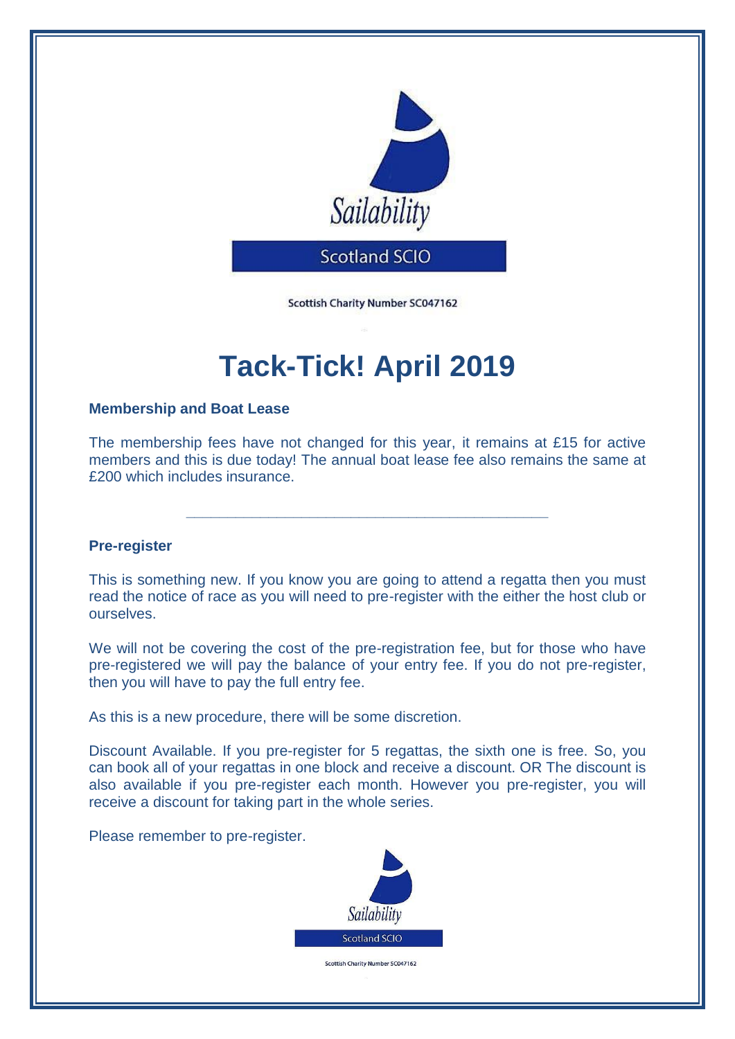Sailability

Scotland SCIO

Scottish Charity Number SC047162

# Tack-Tick! April 2019

### Membership and Boat Lease

The membership fees have not changed for this year, it remains at £15 for active members and this is due today! The annual boat lease fee also remains the same at £200 which includes insurance.

---

### Pre-register

This is something new. If you know you are going to attend a regatta then you must read the notice of race as you will need to pre-register with the either the host club or ourselves.

We will not be covering the cost of the pre-registration fee, but for those who have pre-registered we will pay the balance of your entry fee. If you do not pre-register, then you will have to pay the full entry fee.

As this is a new procedure, there will be some discretion.

Discount Available. If you pre-register for 5 regattas, the sixth one is free. So, you can book all of your regattas in one block and receive a discount. OR The discount is also available if you pre-register each month. However you pre-register, you will receive a discount for taking part in the whole series.

Please remember to pre-register.

Sailability

Scotland SCIO

Scottish Charity Number SC047162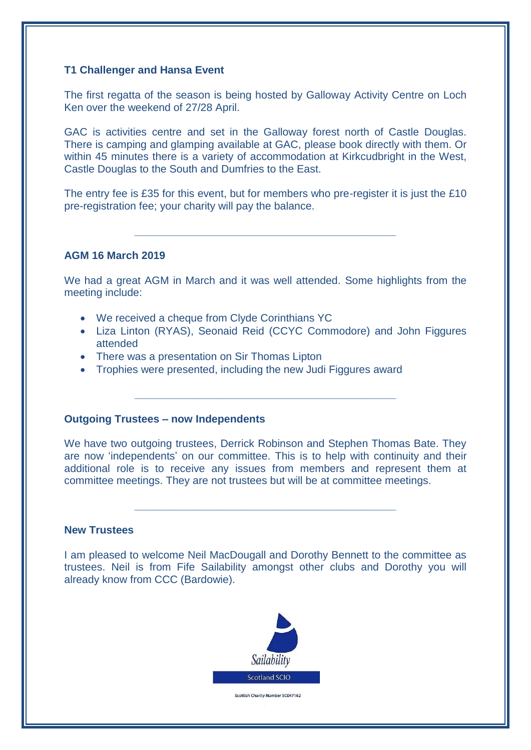**T1 Challenger and Hansa Event**

The first regatta of the season is being hosted by Galloway Activity Centre on Loch Ken over the weekend of 27/28 April.

GAC is activities centre and set in the Galloway forest north of Castle Douglas. There is camping and glamping available at GAC, please book directly with them. Or within 45 minutes there is a variety of accommodation at Kirkcudbright in the West, Castle Douglas to the South and Dumfries to the East.

The entry fee is £35 for this event, but for members who pre-register it is just the £10 pre-registration fee; your charity will pay the balance.

---

**AGM 16 March 2019**

We had a great AGM in March and it was well attended. Some highlights from the meeting include:

- We received a cheque from Clyde Corinthians YC
- Liza Linton (RYAS), Seonaid Reid (CCYC Commodore) and John Figgures attended
- There was a presentation on Sir Thomas Lipton
- Trophies were presented, including the new Judi Figgures award

---

**Outgoing Trustees – now Independents**

We have two outgoing trustees, Derrick Robinson and Stephen Thomas Bate. They are now 'independents' on our committee. This is to help with continuity and their additional role is to receive any issues from members and represent them at committee meetings. They are not trustees but will be at committee meetings.

---

**New Trustees**

I am pleased to welcome Neil MacDougall and Dorothy Bennett to the committee as trustees. Neil is from Fife Sailability amongst other clubs and Dorothy you will already know from CCC (Bardowie).

Sailability

Scotland SCIO

Scottish Charity Number SC047162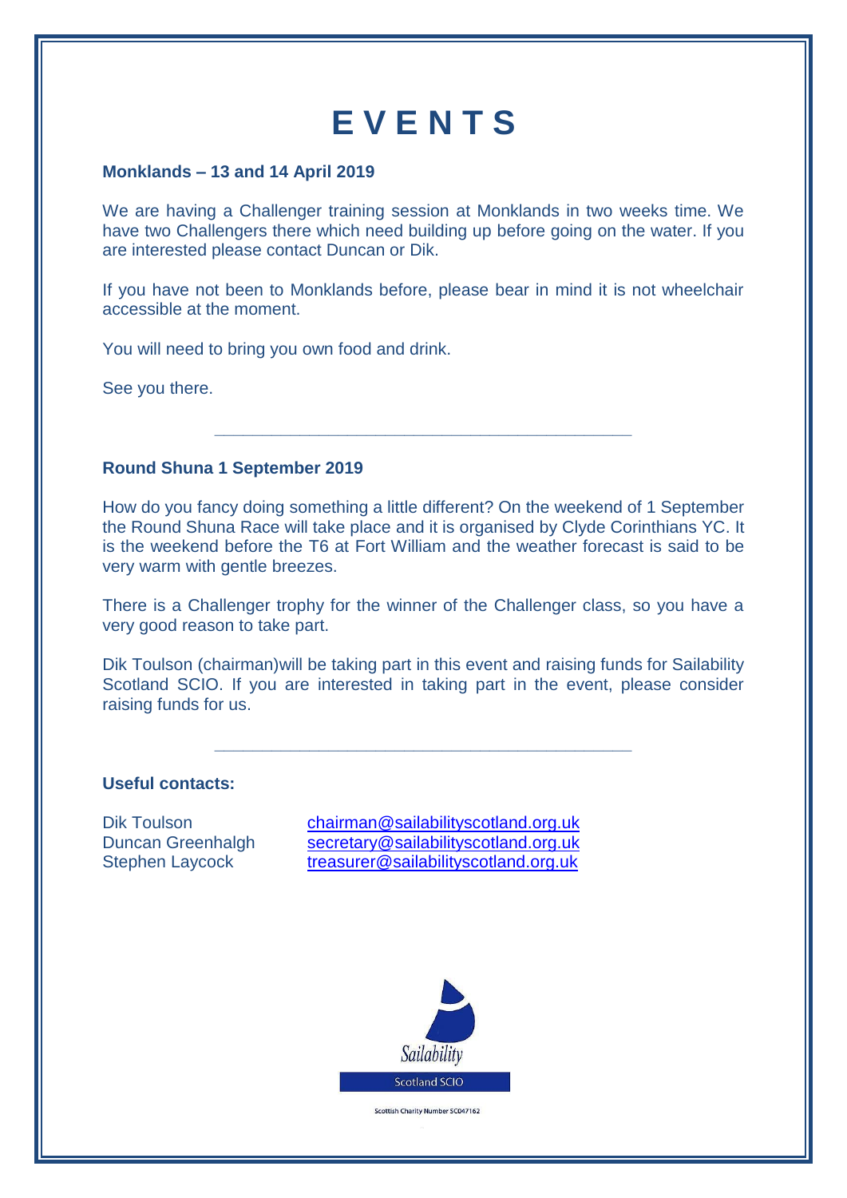# EVENTS

**Monklands – 13 and 14 April 2019**

We are having a Challenger training session at Monklands in two weeks time. We have two Challengers there which need building up before going on the water. If you are interested please contact Duncan or Dik.

If you have not been to Monklands before, please bear in mind it is not wheelchair accessible at the moment.

You will need to bring you own food and drink.

See you there.

---

**Round Shuna 1 September 2019**

How do you fancy doing something a little different? On the weekend of 1 September the Round Shuna Race will take place and it is organised by Clyde Corinthians YC. It is the weekend before the T6 at Fort William and the weather forecast is said to be very warm with gentle breezes.

There is a Challenger trophy for the winner of the Challenger class, so you have a very good reason to take part.

Dik Toulson (chairman)will be taking part in this event and raising funds for Sailability Scotland SCIO. If you are interested in taking part in the event, please consider raising funds for us.

---

**Useful contacts:**

| | |
|---|---|
| Dik Toulson | chairman@sailabilityscotland.org.uk |
| Duncan Greenhalgh | secretary@sailabilityscotland.org.uk |
| Stephen Laycock | treasurer@sailabilityscotland.org.uk |

Sailability

Scotland SCIO

Scottish Charity Number SC047162